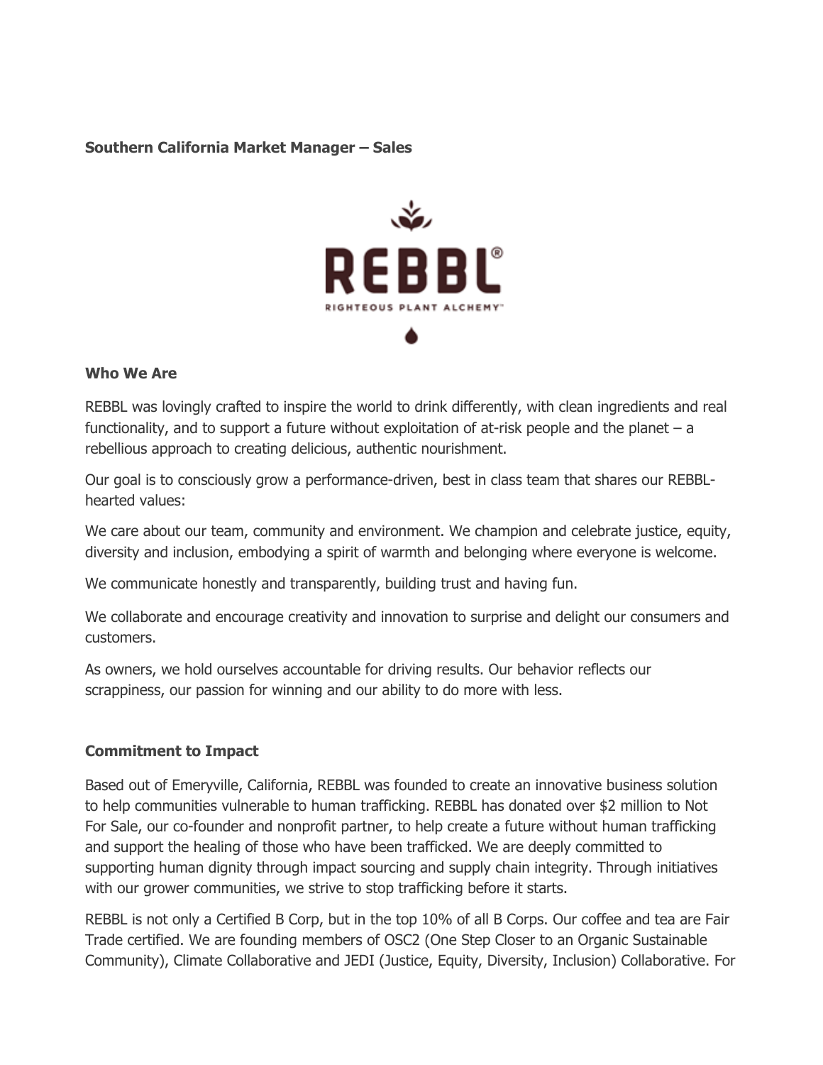**Southern California Market Manager – Sales**

REBBL®

RIGHTEOUS PLANT ALCHEMY™

**Who We Are**

REBBL was lovingly crafted to inspire the world to drink differently, with clean ingredients and real functionality, and to support a future without exploitation of at-risk people and the planet – a rebellious approach to creating delicious, authentic nourishment.

Our goal is to consciously grow a performance-driven, best in class team that shares our REBBL-hearted values:

We care about our team, community and environment. We champion and celebrate justice, equity, diversity and inclusion, embodying a spirit of warmth and belonging where everyone is welcome.

We communicate honestly and transparently, building trust and having fun.

We collaborate and encourage creativity and innovation to surprise and delight our consumers and customers.

As owners, we hold ourselves accountable for driving results. Our behavior reflects our scrappiness, our passion for winning and our ability to do more with less.

**Commitment to Impact**

Based out of Emeryville, California, REBBL was founded to create an innovative business solution to help communities vulnerable to human trafficking. REBBL has donated over $2 million to Not For Sale, our co-founder and nonprofit partner, to help create a future without human trafficking and support the healing of those who have been trafficked. We are deeply committed to supporting human dignity through impact sourcing and supply chain integrity. Through initiatives with our grower communities, we strive to stop trafficking before it starts.

REBBL is not only a Certified B Corp, but in the top 10% of all B Corps. Our coffee and tea are Fair Trade certified. We are founding members of OSC2 (One Step Closer to an Organic Sustainable Community), Climate Collaborative and JEDI (Justice, Equity, Diversity, Inclusion) Collaborative. For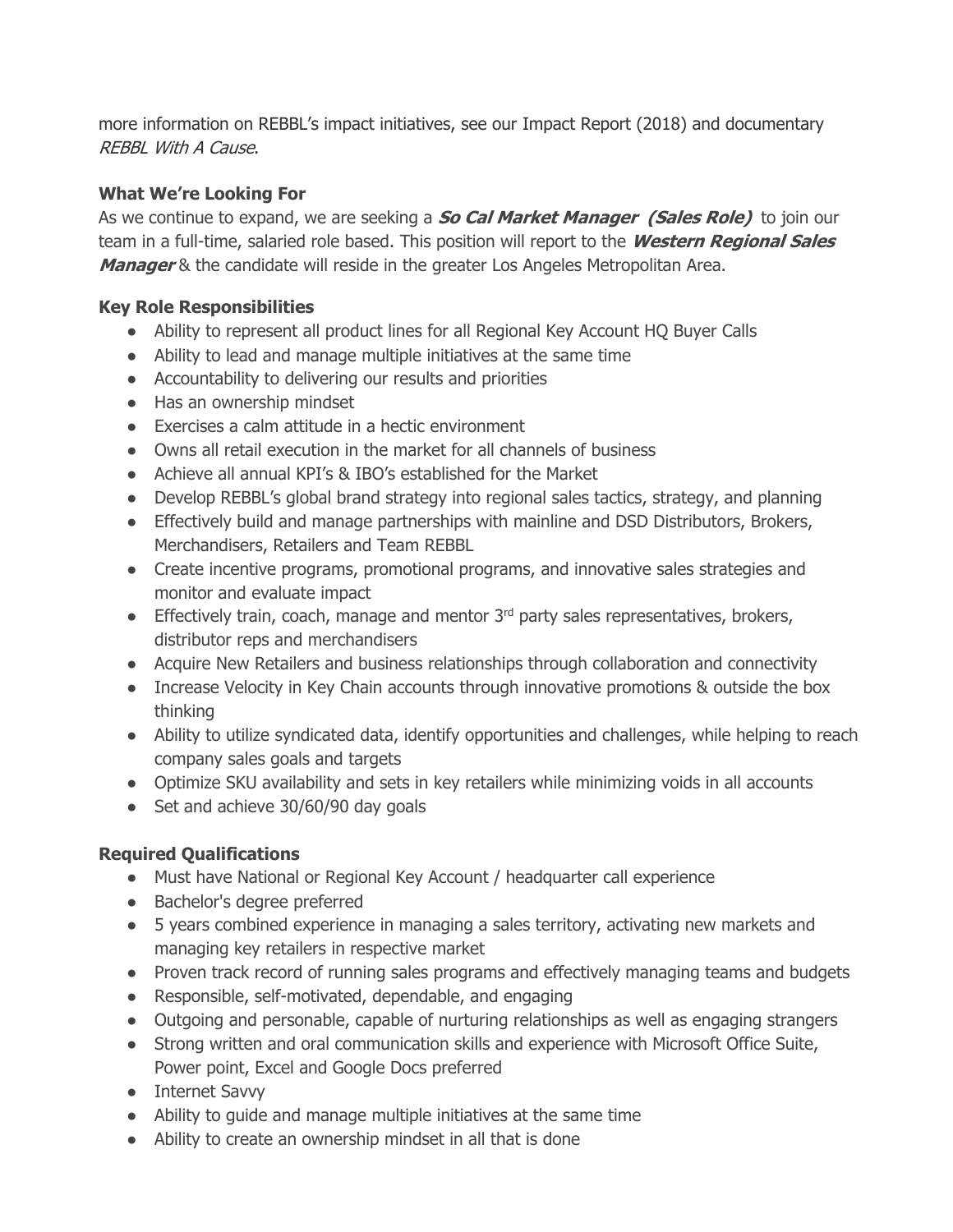more information on REBBL's impact initiatives, see our Impact Report (2018) and documentary *REBBL With A Cause*.

### What We're Looking For

As we continue to expand, we are seeking a ***So Cal Market Manager (Sales Role)*** to join our team in a full-time, salaried role based. This position will report to the ***Western Regional Sales Manager*** & the candidate will reside in the greater Los Angeles Metropolitan Area.

### Key Role Responsibilities

- Ability to represent all product lines for all Regional Key Account HQ Buyer Calls
- Ability to lead and manage multiple initiatives at the same time
- Accountability to delivering our results and priorities
- Has an ownership mindset
- Exercises a calm attitude in a hectic environment
- Owns all retail execution in the market for all channels of business
- Achieve all annual KPI's & IBO's established for the Market
- Develop REBBL's global brand strategy into regional sales tactics, strategy, and planning
- Effectively build and manage partnerships with mainline and DSD Distributors, Brokers, Merchandisers, Retailers and Team REBBL
- Create incentive programs, promotional programs, and innovative sales strategies and monitor and evaluate impact
- Effectively train, coach, manage and mentor 3rd party sales representatives, brokers, distributor reps and merchandisers
- Acquire New Retailers and business relationships through collaboration and connectivity
- Increase Velocity in Key Chain accounts through innovative promotions & outside the box thinking
- Ability to utilize syndicated data, identify opportunities and challenges, while helping to reach company sales goals and targets
- Optimize SKU availability and sets in key retailers while minimizing voids in all accounts
- Set and achieve 30/60/90 day goals

### Required Qualifications

- Must have National or Regional Key Account / headquarter call experience
- Bachelor's degree preferred
- 5 years combined experience in managing a sales territory, activating new markets and managing key retailers in respective market
- Proven track record of running sales programs and effectively managing teams and budgets
- Responsible, self-motivated, dependable, and engaging
- Outgoing and personable, capable of nurturing relationships as well as engaging strangers
- Strong written and oral communication skills and experience with Microsoft Office Suite, Power point, Excel and Google Docs preferred
- Internet Savvy
- Ability to guide and manage multiple initiatives at the same time
- Ability to create an ownership mindset in all that is done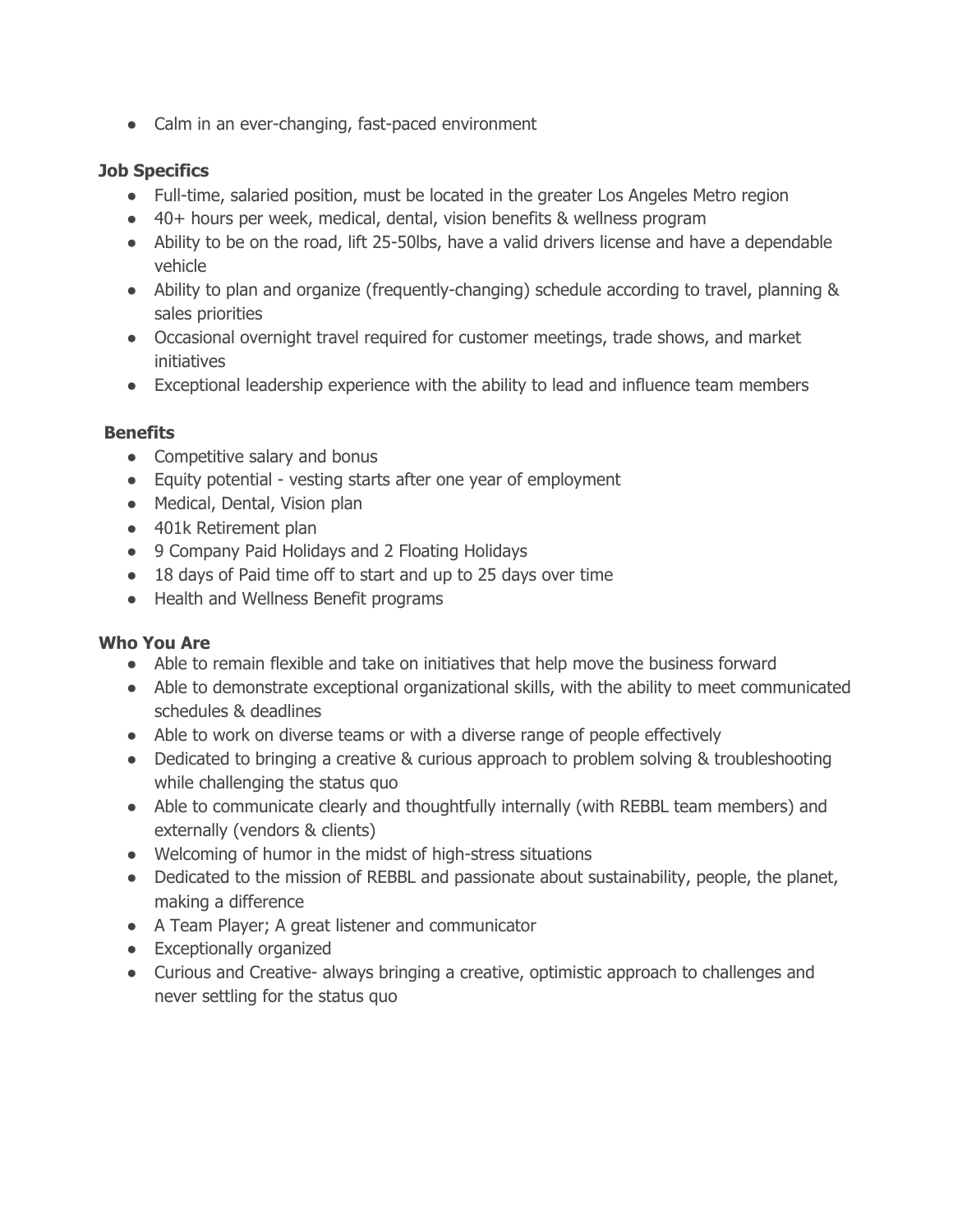- Calm in an ever-changing, fast-paced environment

**Job Specifics**

- Full-time, salaried position, must be located in the greater Los Angeles Metro region
- 40+ hours per week, medical, dental, vision benefits & wellness program
- Ability to be on the road, lift 25-50lbs, have a valid drivers license and have a dependable vehicle
- Ability to plan and organize (frequently-changing) schedule according to travel, planning & sales priorities
- Occasional overnight travel required for customer meetings, trade shows, and market initiatives
- Exceptional leadership experience with the ability to lead and influence team members

**Benefits**

- Competitive salary and bonus
- Equity potential - vesting starts after one year of employment
- Medical, Dental, Vision plan
- 401k Retirement plan
- 9 Company Paid Holidays and 2 Floating Holidays
- 18 days of Paid time off to start and up to 25 days over time
- Health and Wellness Benefit programs

**Who You Are**

- Able to remain flexible and take on initiatives that help move the business forward
- Able to demonstrate exceptional organizational skills, with the ability to meet communicated schedules & deadlines
- Able to work on diverse teams or with a diverse range of people effectively
- Dedicated to bringing a creative & curious approach to problem solving & troubleshooting while challenging the status quo
- Able to communicate clearly and thoughtfully internally (with REBBL team members) and externally (vendors & clients)
- Welcoming of humor in the midst of high-stress situations
- Dedicated to the mission of REBBL and passionate about sustainability, people, the planet, making a difference
- A Team Player; A great listener and communicator
- Exceptionally organized
- Curious and Creative- always bringing a creative, optimistic approach to challenges and never settling for the status quo